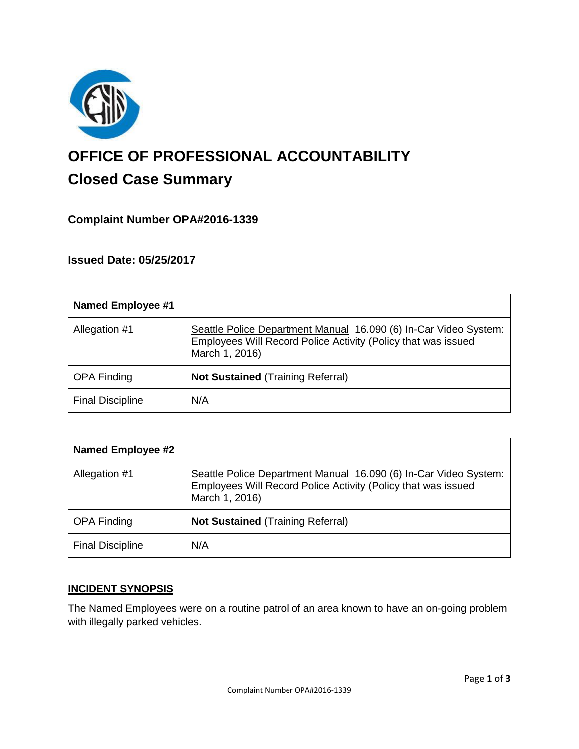# OFFICE OF PROFESSIONAL ACCOUNTABILITY

## Closed Case Summary

### Complaint Number OPA#2016-1339

### Issued Date: 05/25/2017

| Named Employee #1 | |
|---|---|
| Allegation #1 | Seattle Police Department Manual 16.090 (6) In-Car Video System: Employees Will Record Police Activity (Policy that was issued March 1, 2016) |
| OPA Finding | **Not Sustained** (Training Referral) |
| Final Discipline | N/A |

| Named Employee #2 | |
|---|---|
| Allegation #1 | Seattle Police Department Manual 16.090 (6) In-Car Video System: Employees Will Record Police Activity (Policy that was issued March 1, 2016) |
| OPA Finding | **Not Sustained** (Training Referral) |
| Final Discipline | N/A |

### INCIDENT SYNOPSIS

The Named Employees were on a routine patrol of an area known to have an on-going problem with illegally parked vehicles.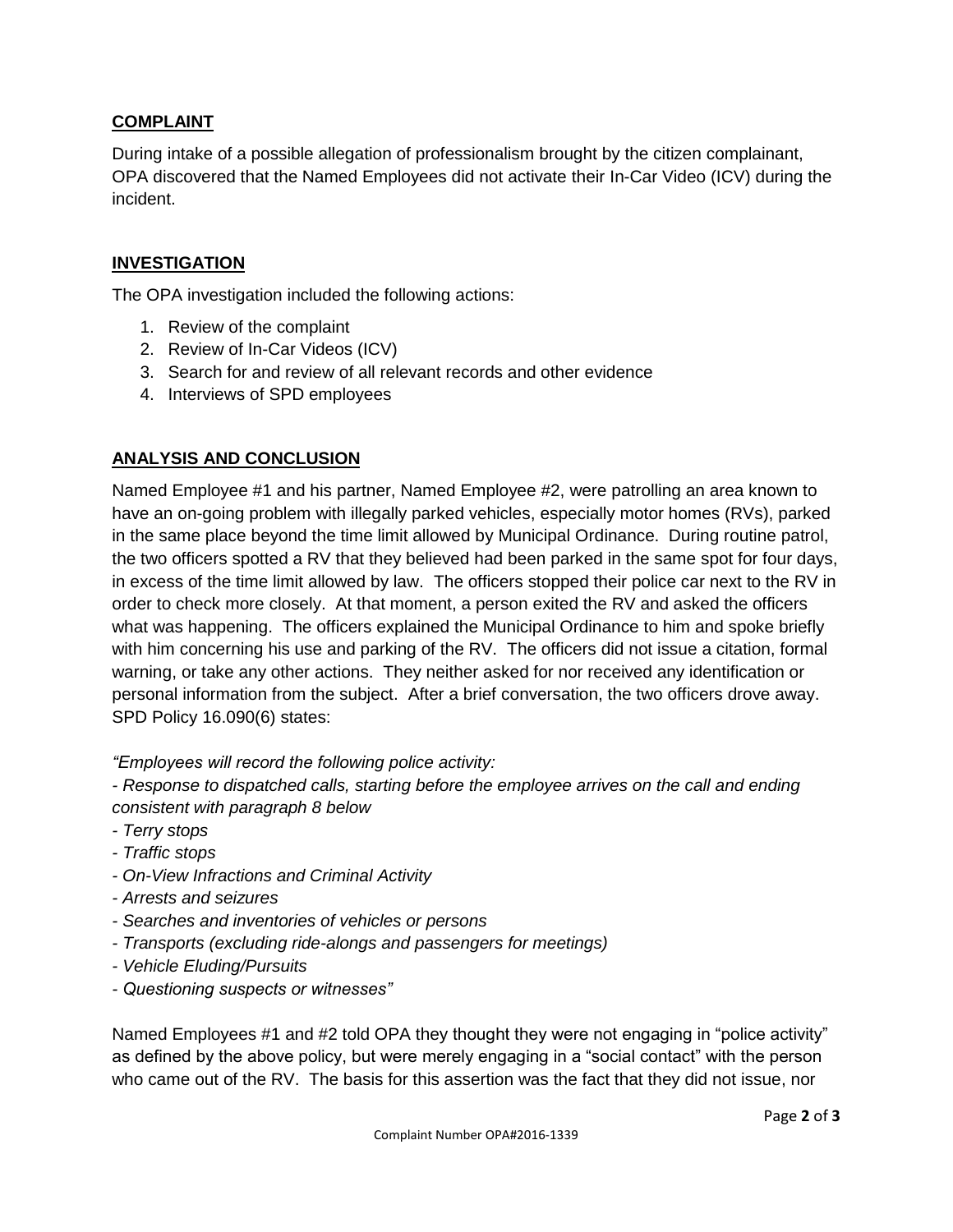## COMPLAINT

During intake of a possible allegation of professionalism brought by the citizen complainant, OPA discovered that the Named Employees did not activate their In-Car Video (ICV) during the incident.

## INVESTIGATION

The OPA investigation included the following actions:

1. Review of the complaint
2. Review of In-Car Videos (ICV)
3. Search for and review of all relevant records and other evidence
4. Interviews of SPD employees

## ANALYSIS AND CONCLUSION

Named Employee #1 and his partner, Named Employee #2, were patrolling an area known to have an on-going problem with illegally parked vehicles, especially motor homes (RVs), parked in the same place beyond the time limit allowed by Municipal Ordinance. During routine patrol, the two officers spotted a RV that they believed had been parked in the same spot for four days, in excess of the time limit allowed by law. The officers stopped their police car next to the RV in order to check more closely. At that moment, a person exited the RV and asked the officers what was happening. The officers explained the Municipal Ordinance to him and spoke briefly with him concerning his use and parking of the RV. The officers did not issue a citation, formal warning, or take any other actions. They neither asked for nor received any identification or personal information from the subject. After a brief conversation, the two officers drove away. SPD Policy 16.090(6) states:

*"Employees will record the following police activity:*
*- Response to dispatched calls, starting before the employee arrives on the call and ending consistent with paragraph 8 below*
*- Terry stops*
*- Traffic stops*
*- On-View Infractions and Criminal Activity*
*- Arrests and seizures*
*- Searches and inventories of vehicles or persons*
*- Transports (excluding ride-alongs and passengers for meetings)*
*- Vehicle Eluding/Pursuits*
*- Questioning suspects or witnesses"*

Named Employees #1 and #2 told OPA they thought they were not engaging in "police activity" as defined by the above policy, but were merely engaging in a "social contact" with the person who came out of the RV. The basis for this assertion was the fact that they did not issue, nor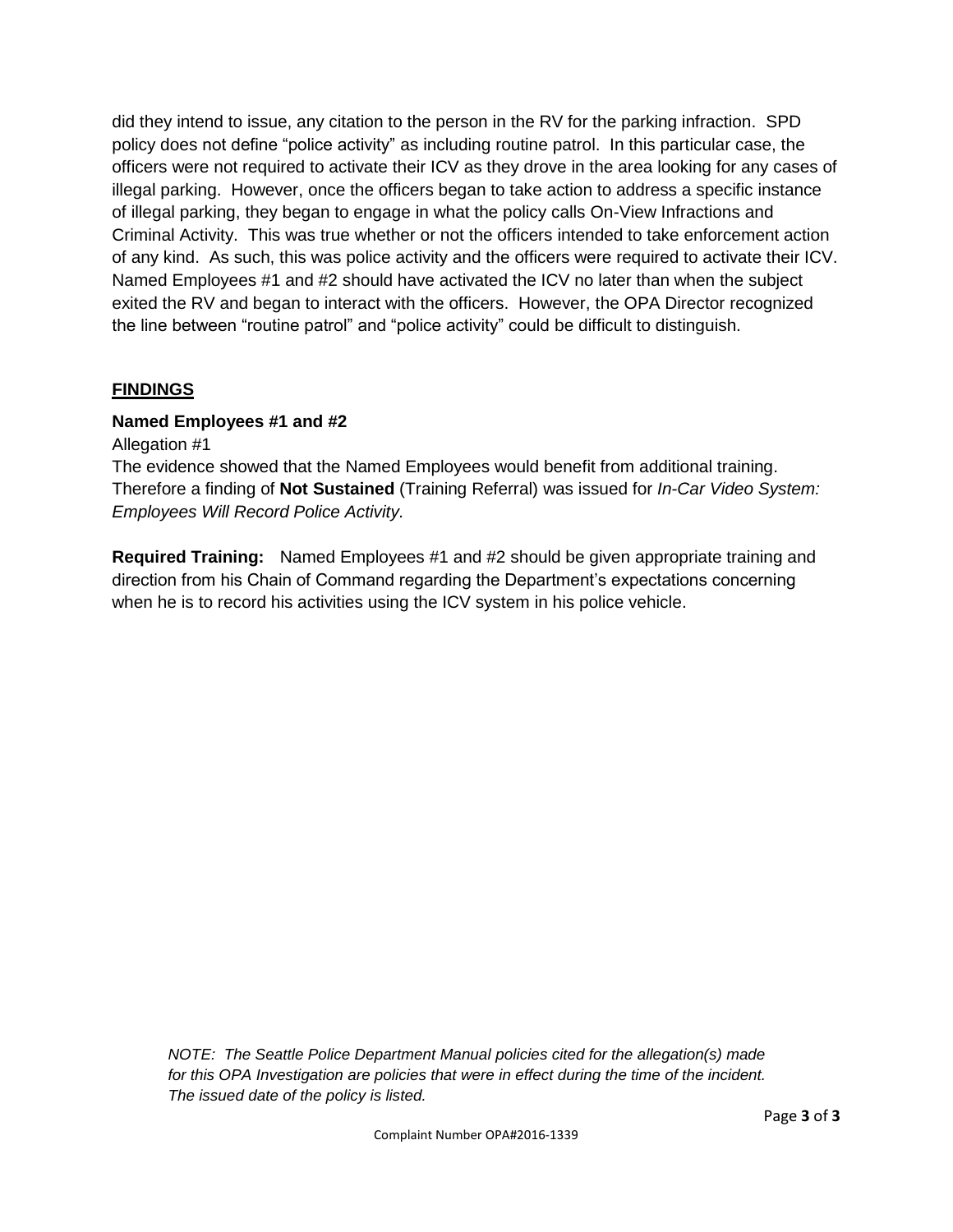did they intend to issue, any citation to the person in the RV for the parking infraction. SPD policy does not define "police activity" as including routine patrol. In this particular case, the officers were not required to activate their ICV as they drove in the area looking for any cases of illegal parking. However, once the officers began to take action to address a specific instance of illegal parking, they began to engage in what the policy calls On-View Infractions and Criminal Activity. This was true whether or not the officers intended to take enforcement action of any kind. As such, this was police activity and the officers were required to activate their ICV. Named Employees #1 and #2 should have activated the ICV no later than when the subject exited the RV and began to interact with the officers. However, the OPA Director recognized the line between "routine patrol" and "police activity" could be difficult to distinguish.

## FINDINGS

### Named Employees #1 and #2

Allegation #1

The evidence showed that the Named Employees would benefit from additional training. Therefore a finding of **Not Sustained** (Training Referral) was issued for *In-Car Video System: Employees Will Record Police Activity.*

**Required Training:** Named Employees #1 and #2 should be given appropriate training and direction from his Chain of Command regarding the Department's expectations concerning when he is to record his activities using the ICV system in his police vehicle.

*NOTE: The Seattle Police Department Manual policies cited for the allegation(s) made for this OPA Investigation are policies that were in effect during the time of the incident. The issued date of the policy is listed.*